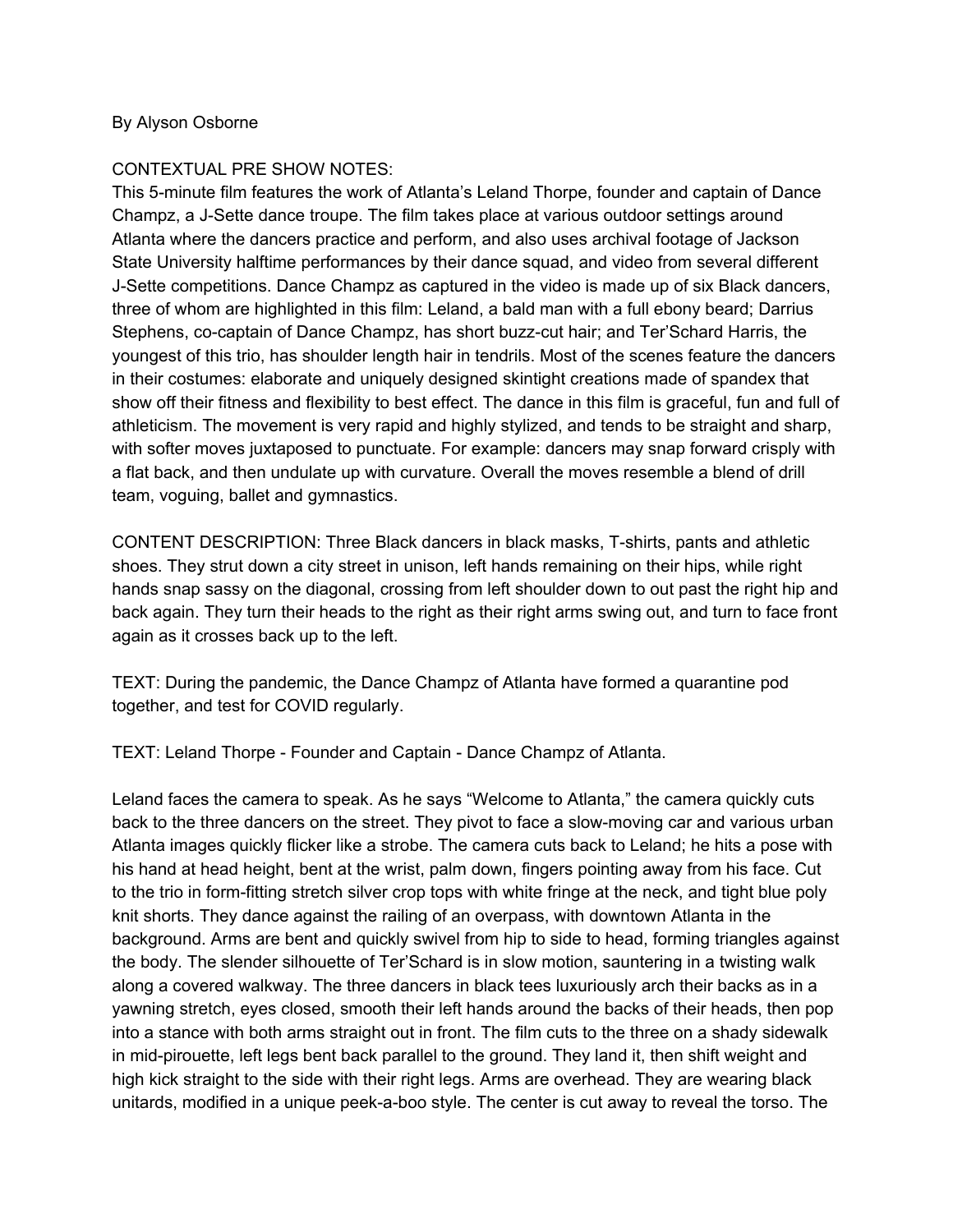By Alyson Osborne

CONTEXTUAL PRE SHOW NOTES:
This 5-minute film features the work of Atlanta's Leland Thorpe, founder and captain of Dance Champz, a J-Sette dance troupe. The film takes place at various outdoor settings around Atlanta where the dancers practice and perform, and also uses archival footage of Jackson State University halftime performances by their dance squad, and video from several different J-Sette competitions. Dance Champz as captured in the video is made up of six Black dancers, three of whom are highlighted in this film: Leland, a bald man with a full ebony beard; Darrius Stephens, co-captain of Dance Champz, has short buzz-cut hair; and Ter'Schard Harris, the youngest of this trio, has shoulder length hair in tendrils. Most of the scenes feature the dancers in their costumes: elaborate and uniquely designed skintight creations made of spandex that show off their fitness and flexibility to best effect. The dance in this film is graceful, fun and full of athleticism. The movement is very rapid and highly stylized, and tends to be straight and sharp, with softer moves juxtaposed to punctuate. For example: dancers may snap forward crisply with a flat back, and then undulate up with curvature. Overall the moves resemble a blend of drill team, voguing, ballet and gymnastics.

CONTENT DESCRIPTION: Three Black dancers in black masks, T-shirts, pants and athletic shoes. They strut down a city street in unison, left hands remaining on their hips, while right hands snap sassy on the diagonal, crossing from left shoulder down to out past the right hip and back again. They turn their heads to the right as their right arms swing out, and turn to face front again as it crosses back up to the left.

TEXT: During the pandemic, the Dance Champz of Atlanta have formed a quarantine pod together, and test for COVID regularly.

TEXT: Leland Thorpe - Founder and Captain - Dance Champz of Atlanta.

Leland faces the camera to speak. As he says "Welcome to Atlanta," the camera quickly cuts back to the three dancers on the street. They pivot to face a slow-moving car and various urban Atlanta images quickly flicker like a strobe. The camera cuts back to Leland; he hits a pose with his hand at head height, bent at the wrist, palm down, fingers pointing away from his face. Cut to the trio in form-fitting stretch silver crop tops with white fringe at the neck, and tight blue poly knit shorts. They dance against the railing of an overpass, with downtown Atlanta in the background. Arms are bent and quickly swivel from hip to side to head, forming triangles against the body. The slender silhouette of Ter'Schard is in slow motion, sauntering in a twisting walk along a covered walkway. The three dancers in black tees luxuriously arch their backs as in a yawning stretch, eyes closed, smooth their left hands around the backs of their heads, then pop into a stance with both arms straight out in front. The film cuts to the three on a shady sidewalk in mid-pirouette, left legs bent back parallel to the ground. They land it, then shift weight and high kick straight to the side with their right legs. Arms are overhead. They are wearing black unitards, modified in a unique peek-a-boo style. The center is cut away to reveal the torso. The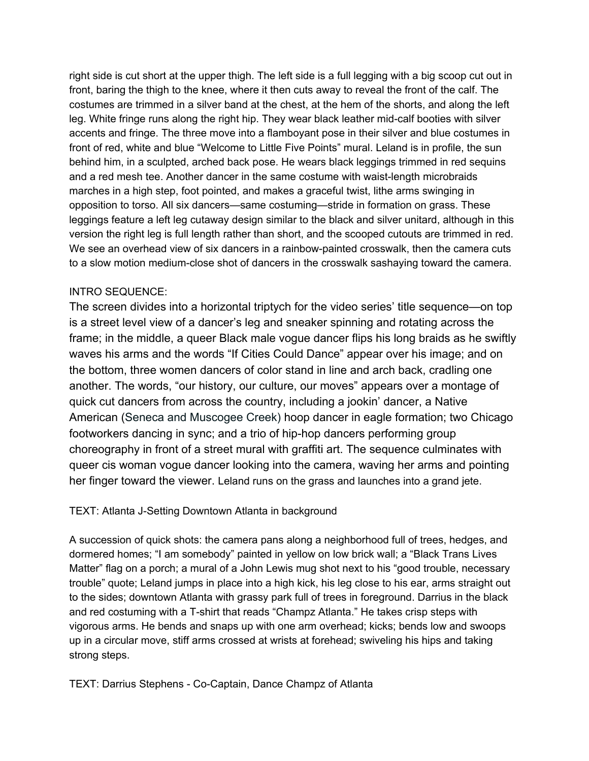right side is cut short at the upper thigh. The left side is a full legging with a big scoop cut out in front, baring the thigh to the knee, where it then cuts away to reveal the front of the calf. The costumes are trimmed in a silver band at the chest, at the hem of the shorts, and along the left leg. White fringe runs along the right hip. They wear black leather mid-calf booties with silver accents and fringe. The three move into a flamboyant pose in their silver and blue costumes in front of red, white and blue "Welcome to Little Five Points" mural. Leland is in profile, the sun behind him, in a sculpted, arched back pose. He wears black leggings trimmed in red sequins and a red mesh tee. Another dancer in the same costume with waist-length microbraids marches in a high step, foot pointed, and makes a graceful twist, lithe arms swinging in opposition to torso. All six dancers—same costuming—stride in formation on grass. These leggings feature a left leg cutaway design similar to the black and silver unitard, although in this version the right leg is full length rather than short, and the scooped cutouts are trimmed in red. We see an overhead view of six dancers in a rainbow-painted crosswalk, then the camera cuts to a slow motion medium-close shot of dancers in the crosswalk sashaying toward the camera.

INTRO SEQUENCE:

The screen divides into a horizontal triptych for the video series' title sequence—on top is a street level view of a dancer's leg and sneaker spinning and rotating across the frame; in the middle, a queer Black male vogue dancer flips his long braids as he swiftly waves his arms and the words "If Cities Could Dance" appear over his image; and on the bottom, three women dancers of color stand in line and arch back, cradling one another. The words, "our history, our culture, our moves" appears over a montage of quick cut dancers from across the country, including a jookin' dancer, a Native American (Seneca and Muscogee Creek) hoop dancer in eagle formation; two Chicago footworkers dancing in sync; and a trio of hip-hop dancers performing group choreography in front of a street mural with graffiti art. The sequence culminates with queer cis woman vogue dancer looking into the camera, waving her arms and pointing her finger toward the viewer. Leland runs on the grass and launches into a grand jete.

TEXT: Atlanta J-Setting Downtown Atlanta in background

A succession of quick shots: the camera pans along a neighborhood full of trees, hedges, and dormered homes; "I am somebody" painted in yellow on low brick wall; a "Black Trans Lives Matter" flag on a porch; a mural of a John Lewis mug shot next to his "good trouble, necessary trouble" quote; Leland jumps in place into a high kick, his leg close to his ear, arms straight out to the sides; downtown Atlanta with grassy park full of trees in foreground. Darrius in the black and red costuming with a T-shirt that reads "Champz Atlanta." He takes crisp steps with vigorous arms. He bends and snaps up with one arm overhead; kicks; bends low and swoops up in a circular move, stiff arms crossed at wrists at forehead; swiveling his hips and taking strong steps.

TEXT: Darrius Stephens - Co-Captain, Dance Champz of Atlanta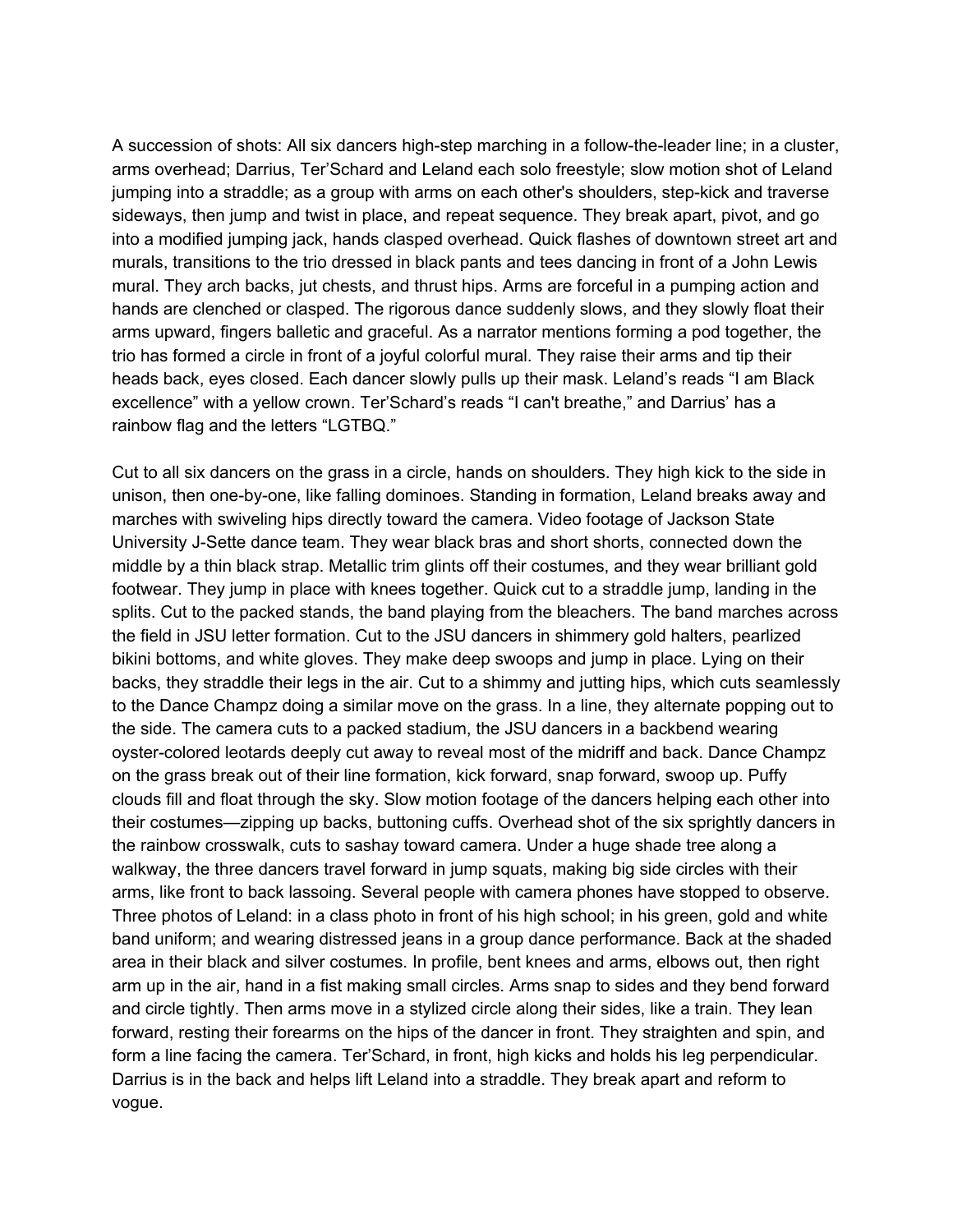A succession of shots: All six dancers high-step marching in a follow-the-leader line; in a cluster, arms overhead; Darrius, Ter'Schard and Leland each solo freestyle; slow motion shot of Leland jumping into a straddle; as a group with arms on each other's shoulders, step-kick and traverse sideways, then jump and twist in place, and repeat sequence. They break apart, pivot, and go into a modified jumping jack, hands clasped overhead. Quick flashes of downtown street art and murals, transitions to the trio dressed in black pants and tees dancing in front of a John Lewis mural. They arch backs, jut chests, and thrust hips. Arms are forceful in a pumping action and hands are clenched or clasped. The rigorous dance suddenly slows, and they slowly float their arms upward, fingers balletic and graceful. As a narrator mentions forming a pod together, the trio has formed a circle in front of a joyful colorful mural. They raise their arms and tip their heads back, eyes closed. Each dancer slowly pulls up their mask. Leland's reads "I am Black excellence" with a yellow crown. Ter'Schard's reads "I can't breathe," and Darrius' has a rainbow flag and the letters "LGTBQ."

Cut to all six dancers on the grass in a circle, hands on shoulders. They high kick to the side in unison, then one-by-one, like falling dominoes. Standing in formation, Leland breaks away and marches with swiveling hips directly toward the camera. Video footage of Jackson State University J-Sette dance team. They wear black bras and short shorts, connected down the middle by a thin black strap. Metallic trim glints off their costumes, and they wear brilliant gold footwear. They jump in place with knees together. Quick cut to a straddle jump, landing in the splits. Cut to the packed stands, the band playing from the bleachers. The band marches across the field in JSU letter formation. Cut to the JSU dancers in shimmery gold halters, pearlized bikini bottoms, and white gloves. They make deep swoops and jump in place. Lying on their backs, they straddle their legs in the air. Cut to a shimmy and jutting hips, which cuts seamlessly to the Dance Champz doing a similar move on the grass. In a line, they alternate popping out to the side. The camera cuts to a packed stadium, the JSU dancers in a backbend wearing oyster-colored leotards deeply cut away to reveal most of the midriff and back. Dance Champz on the grass break out of their line formation, kick forward, snap forward, swoop up. Puffy clouds fill and float through the sky. Slow motion footage of the dancers helping each other into their costumes—zipping up backs, buttoning cuffs. Overhead shot of the six sprightly dancers in the rainbow crosswalk, cuts to sashay toward camera. Under a huge shade tree along a walkway, the three dancers travel forward in jump squats, making big side circles with their arms, like front to back lassoing. Several people with camera phones have stopped to observe. Three photos of Leland: in a class photo in front of his high school; in his green, gold and white band uniform; and wearing distressed jeans in a group dance performance. Back at the shaded area in their black and silver costumes. In profile, bent knees and arms, elbows out, then right arm up in the air, hand in a fist making small circles. Arms snap to sides and they bend forward and circle tightly. Then arms move in a stylized circle along their sides, like a train. They lean forward, resting their forearms on the hips of the dancer in front. They straighten and spin, and form a line facing the camera. Ter'Schard, in front, high kicks and holds his leg perpendicular. Darrius is in the back and helps lift Leland into a straddle. They break apart and reform to vogue.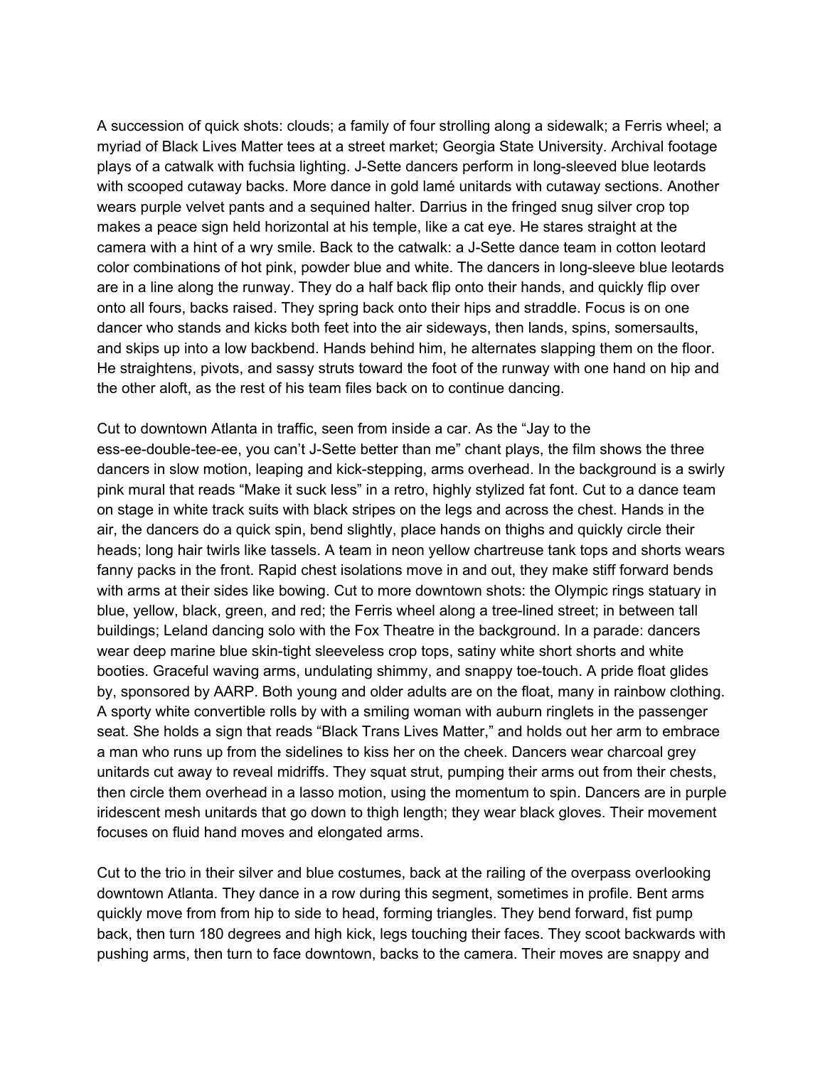A succession of quick shots: clouds; a family of four strolling along a sidewalk; a Ferris wheel; a myriad of Black Lives Matter tees at a street market; Georgia State University. Archival footage plays of a catwalk with fuchsia lighting. J-Sette dancers perform in long-sleeved blue leotards with scooped cutaway backs. More dance in gold lamé unitards with cutaway sections. Another wears purple velvet pants and a sequined halter. Darrius in the fringed snug silver crop top makes a peace sign held horizontal at his temple, like a cat eye. He stares straight at the camera with a hint of a wry smile. Back to the catwalk: a J-Sette dance team in cotton leotard color combinations of hot pink, powder blue and white. The dancers in long-sleeve blue leotards are in a line along the runway. They do a half back flip onto their hands, and quickly flip over onto all fours, backs raised. They spring back onto their hips and straddle. Focus is on one dancer who stands and kicks both feet into the air sideways, then lands, spins, somersaults, and skips up into a low backbend. Hands behind him, he alternates slapping them on the floor. He straightens, pivots, and sassy struts toward the foot of the runway with one hand on hip and the other aloft, as the rest of his team files back on to continue dancing.

Cut to downtown Atlanta in traffic, seen from inside a car. As the "Jay to the ess-ee-double-tee-ee, you can't J-Sette better than me" chant plays, the film shows the three dancers in slow motion, leaping and kick-stepping, arms overhead. In the background is a swirly pink mural that reads "Make it suck less" in a retro, highly stylized fat font. Cut to a dance team on stage in white track suits with black stripes on the legs and across the chest. Hands in the air, the dancers do a quick spin, bend slightly, place hands on thighs and quickly circle their heads; long hair twirls like tassels. A team in neon yellow chartreuse tank tops and shorts wears fanny packs in the front. Rapid chest isolations move in and out, they make stiff forward bends with arms at their sides like bowing. Cut to more downtown shots: the Olympic rings statuary in blue, yellow, black, green, and red; the Ferris wheel along a tree-lined street; in between tall buildings; Leland dancing solo with the Fox Theatre in the background. In a parade: dancers wear deep marine blue skin-tight sleeveless crop tops, satiny white short shorts and white booties. Graceful waving arms, undulating shimmy, and snappy toe-touch. A pride float glides by, sponsored by AARP. Both young and older adults are on the float, many in rainbow clothing. A sporty white convertible rolls by with a smiling woman with auburn ringlets in the passenger seat. She holds a sign that reads "Black Trans Lives Matter," and holds out her arm to embrace a man who runs up from the sidelines to kiss her on the cheek. Dancers wear charcoal grey unitards cut away to reveal midriffs. They squat strut, pumping their arms out from their chests, then circle them overhead in a lasso motion, using the momentum to spin. Dancers are in purple iridescent mesh unitards that go down to thigh length; they wear black gloves. Their movement focuses on fluid hand moves and elongated arms.

Cut to the trio in their silver and blue costumes, back at the railing of the overpass overlooking downtown Atlanta. They dance in a row during this segment, sometimes in profile. Bent arms quickly move from from hip to side to head, forming triangles. They bend forward, fist pump back, then turn 180 degrees and high kick, legs touching their faces. They scoot backwards with pushing arms, then turn to face downtown, backs to the camera. Their moves are snappy and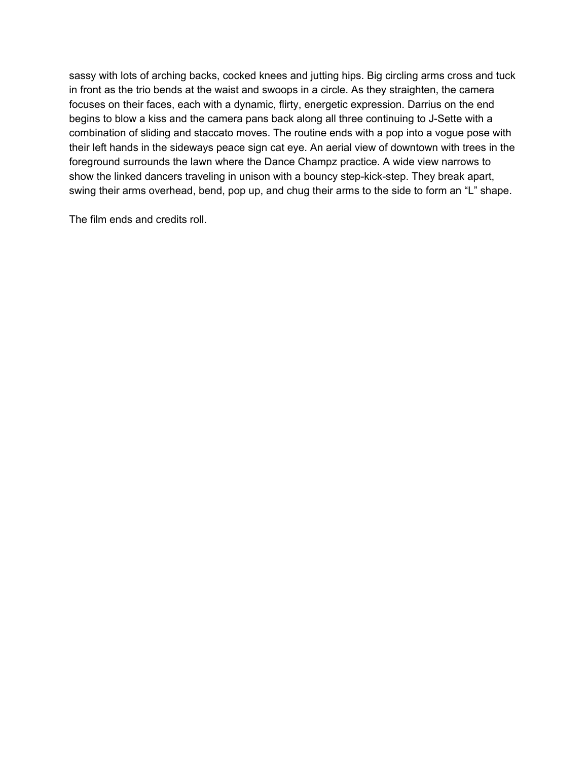sassy with lots of arching backs, cocked knees and jutting hips. Big circling arms cross and tuck in front as the trio bends at the waist and swoops in a circle. As they straighten, the camera focuses on their faces, each with a dynamic, flirty, energetic expression. Darrius on the end begins to blow a kiss and the camera pans back along all three continuing to J-Sette with a combination of sliding and staccato moves. The routine ends with a pop into a vogue pose with their left hands in the sideways peace sign cat eye. An aerial view of downtown with trees in the foreground surrounds the lawn where the Dance Champz practice. A wide view narrows to show the linked dancers traveling in unison with a bouncy step-kick-step. They break apart, swing their arms overhead, bend, pop up, and chug their arms to the side to form an "L" shape.

The film ends and credits roll.